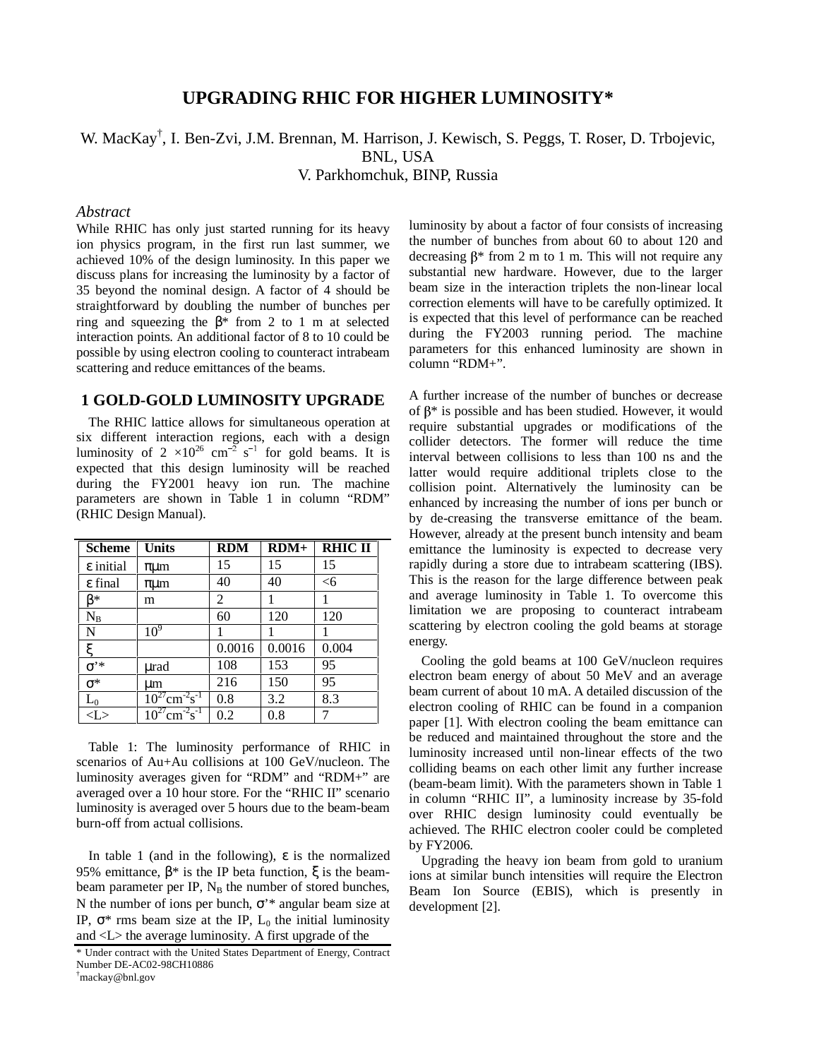# UPGRADING RHIC FOR HIGHER LUMINOSITY*

W. MacKay[†], I. Ben-Zvi, J.M. Brennan, M. Harrison, J. Kewisch, S. Peggs, T. Roser, D. Trbojevic, BNL, USA
V. Parkhomchuk, BINP, Russia

### *Abstract*

While RHIC has only just started running for its heavy ion physics program, in the first run last summer, we achieved 10% of the design luminosity. In this paper we discuss plans for increasing the luminosity by a factor of 35 beyond the nominal design. A factor of 4 should be straightforward by doubling the number of bunches per ring and squeezing the $\beta^*$ from 2 to 1 m at selected interaction points. An additional factor of 8 to 10 could be possible by using electron cooling to counteract intrabeam scattering and reduce emittances of the beams.

## 1 GOLD-GOLD LUMINOSITY UPGRADE

The RHIC lattice allows for simultaneous operation at six different interaction regions, each with a design luminosity of $2 \times 10^{26}$ cm$^{-2}$ s$^{-1}$ for gold beams. It is expected that this design luminosity will be reached during the FY2001 heavy ion run. The machine parameters are shown in Table 1 in column "RDM" (RHIC Design Manual).

| Scheme | Units | RDM | RDM+ | RHIC II |
|---|---|---|---|---|
| $\varepsilon$ initial | $\pi\mu$m | 15 | 15 | 15 |
| $\varepsilon$ final | $\pi\mu$m | 40 | 40 | <6 |
| $\beta^*$ | m | 2 | 1 | 1 |
| $N_B$ | | 60 | 120 | 120 |
| N | $10^9$ | 1 | 1 | 1 |
| $\xi$ | | 0.0016 | 0.0016 | 0.004 |
| $\sigma'^*$ | $\mu$rad | 108 | 153 | 95 |
| $\sigma^*$ | $\mu$m | 216 | 150 | 95 |
| $L_0$ | $10^{27}$cm$^{-2}$s$^{-1}$ | 0.8 | 3.2 | 8.3 |
| <L> | $10^{27}$cm$^{-2}$s$^{-1}$ | 0.2 | 0.8 | 7 |

Table 1: The luminosity performance of RHIC in scenarios of Au+Au collisions at 100 GeV/nucleon. The luminosity averages given for "RDM" and "RDM+" are averaged over a 10 hour store. For the "RHIC II" scenario luminosity is averaged over 5 hours due to the beam-beam burn-off from actual collisions.

In table 1 (and in the following), $\varepsilon$ is the normalized 95% emittance, $\beta^*$ is the IP beta function, $\xi$ is the beam-beam parameter per IP, $N_B$ the number of stored bunches, N the number of ions per bunch, $\sigma'^*$ angular beam size at IP, $\sigma^*$ rms beam size at the IP, $L_0$ the initial luminosity and <L> the average luminosity. A first upgrade of the luminosity by about a factor of four consists of increasing the number of bunches from about 60 to about 120 and decreasing $\beta^*$ from 2 m to 1 m. This will not require any substantial new hardware. However, due to the larger beam size in the interaction triplets the non-linear local correction elements will have to be carefully optimized. It is expected that this level of performance can be reached during the FY2003 running period. The machine parameters for this enhanced luminosity are shown in column "RDM+".

A further increase of the number of bunches or decrease of $\beta^*$ is possible and has been studied. However, it would require substantial upgrades or modifications of the collider detectors. The former will reduce the time interval between collisions to less than 100 ns and the latter would require additional triplets close to the collision point. Alternatively the luminosity can be enhanced by increasing the number of ions per bunch or by de-creasing the transverse emittance of the beam. However, already at the present bunch intensity and beam emittance the luminosity is expected to decrease very rapidly during a store due to intrabeam scattering (IBS). This is the reason for the large difference between peak and average luminosity in Table 1. To overcome this limitation we are proposing to counteract intrabeam scattering by electron cooling the gold beams at storage energy.

Cooling the gold beams at 100 GeV/nucleon requires electron beam energy of about 50 MeV and an average beam current of about 10 mA. A detailed discussion of the electron cooling of RHIC can be found in a companion paper [1]. With electron cooling the beam emittance can be reduced and maintained throughout the store and the luminosity increased until non-linear effects of the two colliding beams on each other limit any further increase (beam-beam limit). With the parameters shown in Table 1 in column "RHIC II", a luminosity increase by 35-fold over RHIC design luminosity could eventually be achieved. The RHIC electron cooler could be completed by FY2006.

Upgrading the heavy ion beam from gold to uranium ions at similar bunch intensities will require the Electron Beam Ion Source (EBIS), which is presently in development [2].

---

\* Under contract with the United States Department of Energy, Contract Number DE-AC02-98CH10886
[†]mackay@bnl.gov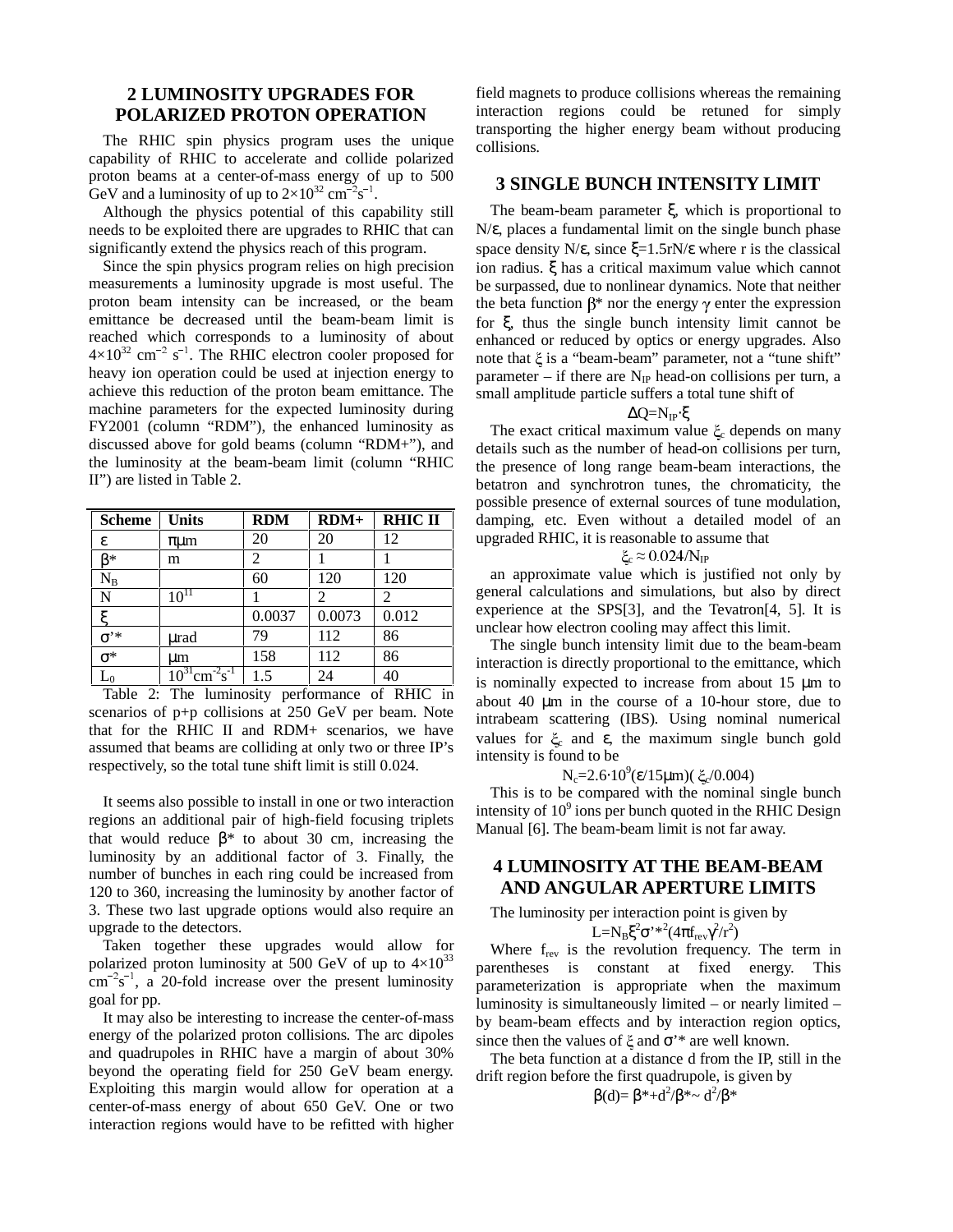## 2 LUMINOSITY UPGRADES FOR POLARIZED PROTON OPERATION

The RHIC spin physics program uses the unique capability of RHIC to accelerate and collide polarized proton beams at a center-of-mass energy of up to 500 GeV and a luminosity of up to $2\times10^{32}$ cm$^{-2}$s$^{-1}$.

Although the physics potential of this capability still needs to be exploited there are upgrades to RHIC that can significantly extend the physics reach of this program.

Since the spin physics program relies on high precision measurements a luminosity upgrade is most useful. The proton beam intensity can be increased, or the beam emittance be decreased until the beam-beam limit is reached which corresponds to a luminosity of about $4\times10^{32}$ cm$^{-2}$ s$^{-1}$. The RHIC electron cooler proposed for heavy ion operation could be used at injection energy to achieve this reduction of the proton beam emittance. The machine parameters for the expected luminosity during FY2001 (column "RDM"), the enhanced luminosity as discussed above for gold beams (column "RDM+"), and the luminosity at the beam-beam limit (column "RHIC II") are listed in Table 2.

| Scheme | Units | RDM | RDM+ | RHIC II |
|---|---|---|---|---|
| $\varepsilon$ | $\pi\mu$m | 20 | 20 | 12 |
| $\beta$* | m | 2 | 1 | 1 |
| $N_B$ | | 60 | 120 | 120 |
| N | $10^{11}$ | 1 | 2 | 2 |
| $\xi$ | | 0.0037 | 0.0073 | 0.012 |
| $\sigma$'* | $\mu$rad | 79 | 112 | 86 |
| $\sigma$* | $\mu$m | 158 | 112 | 86 |
| $L_0$ | $10^{31}$cm$^{-2}$s$^{-1}$ | 1.5 | 24 | 40 |

Table 2: The luminosity performance of RHIC in scenarios of p+p collisions at 250 GeV per beam. Note that for the RHIC II and RDM+ scenarios, we have assumed that beams are colliding at only two or three IP's respectively, so the total tune shift limit is still 0.024.

It seems also possible to install in one or two interaction regions an additional pair of high-field focusing triplets that would reduce $\beta$* to about 30 cm, increasing the luminosity by an additional factor of 3. Finally, the number of bunches in each ring could be increased from 120 to 360, increasing the luminosity by another factor of 3. These two last upgrade options would also require an upgrade to the detectors.

Taken together these upgrades would allow for polarized proton luminosity at 500 GeV of up to $4\times10^{33}$ cm$^{-2}$s$^{-1}$, a 20-fold increase over the present luminosity goal for pp.

It may also be interesting to increase the center-of-mass energy of the polarized proton collisions. The arc dipoles and quadrupoles in RHIC have a margin of about 30% beyond the operating field for 250 GeV beam energy. Exploiting this margin would allow for operation at a center-of-mass energy of about 650 GeV. One or two interaction regions would have to be refitted with higher field magnets to produce collisions whereas the remaining interaction regions could be retuned for simply transporting the higher energy beam without producing collisions.

## 3 SINGLE BUNCH INTENSITY LIMIT

The beam-beam parameter $\xi$, which is proportional to $N/\varepsilon$, places a fundamental limit on the single bunch phase space density $N/\varepsilon$, since $\xi=1.5rN/\varepsilon$ where r is the classical ion radius. $\xi$ has a critical maximum value which cannot be surpassed, due to nonlinear dynamics. Note that neither the beta function $\beta$* nor the energy $\gamma$ enter the expression for $\xi$, thus the single bunch intensity limit cannot be enhanced or reduced by optics or energy upgrades. Also note that $\xi$ is a "beam-beam" parameter, not a "tune shift" parameter – if there are $N_{IP}$ head-on collisions per turn, a small amplitude particle suffers a total tune shift of

$$\Delta Q=N_{IP}\cdot\xi$$

The exact critical maximum value $\xi_c$ depends on many details such as the number of head-on collisions per turn, the presence of long range beam-beam interactions, the betatron and synchrotron tunes, the chromaticity, the possible presence of external sources of tune modulation, damping, etc. Even without a detailed model of an upgraded RHIC, it is reasonable to assume that

$$\xi_c \approx 0.024/N_{IP}$$

an approximate value which is justified not only by general calculations and simulations, but also by direct experience at the SPS[3], and the Tevatron[4, 5]. It is unclear how electron cooling may affect this limit.

The single bunch intensity limit due to the beam-beam interaction is directly proportional to the emittance, which is nominally expected to increase from about 15 $\mu$m to about 40 $\mu$m in the course of a 10-hour store, due to intrabeam scattering (IBS). Using nominal numerical values for $\xi_c$ and $\varepsilon$, the maximum single bunch gold intensity is found to be

$$N_c=2.6\cdot10^9(\varepsilon/15\mu\text{m})(\xi_c/0.004)$$

This is to be compared with the nominal single bunch intensity of $10^9$ ions per bunch quoted in the RHIC Design Manual [6]. The beam-beam limit is not far away.

## 4 LUMINOSITY AT THE BEAM-BEAM AND ANGULAR APERTURE LIMITS

The luminosity per interaction point is given by

$$L=N_B\xi^2\sigma'^{*2}(4\pi f_{rev}\gamma^2/r^2)$$

Where $f_{rev}$ is the revolution frequency. The term in parentheses is constant at fixed energy. This parameterization is appropriate when the maximum luminosity is simultaneously limited – or nearly limited – by beam-beam effects and by interaction region optics, since then the values of $\xi$ and $\sigma'^*$ are well known.

The beta function at a distance d from the IP, still in the drift region before the first quadrupole, is given by

$$\beta(d)= \beta^*+d^2/\beta^*\sim d^2/\beta^*$$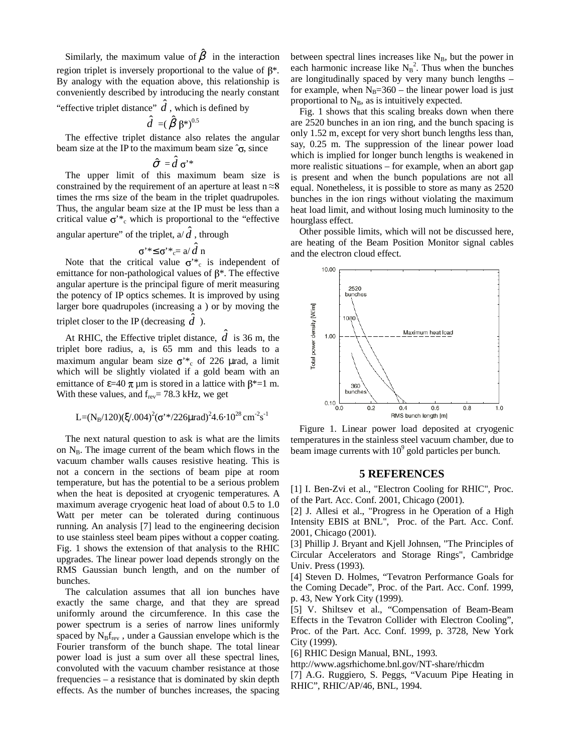Similarly, the maximum value of $\hat{\beta}$ in the interaction region triplet is inversely proportional to the value of $\beta^*$. By analogy with the equation above, this relationship is conveniently described by introducing the nearly constant "effective triplet distance" $\hat{d}$, which is defined by

$$\hat{d} = (\hat{\beta}\,\beta^*)^{0.5}$$

The effective triplet distance also relates the angular beam size at the IP to the maximum beam size $\hat{\sigma}$, since

$$\hat{\sigma} = \hat{d}\,\sigma'^*$$

The upper limit of this maximum beam size is constrained by the requirement of an aperture at least $n \approx 8$ times the rms size of the beam in the triplet quadrupoles. Thus, the angular beam size at the IP must be less than a critical value $\sigma'^*_c$ which is proportional to the "effective angular aperture" of the triplet, $a/\hat{d}$, through

$$\sigma'^* \leq \sigma'^*_c = a/\hat{d}\,n$$

Note that the critical value $\sigma'^*_c$ is independent of emittance for non-pathological values of $\beta^*$. The effective angular aperture is the principal figure of merit measuring the potency of IP optics schemes. It is improved by using larger bore quadrupoles (increasing a ) or by moving the triplet closer to the IP (decreasing $\hat{d}$ ).

At RHIC, the Effective triplet distance, $\hat{d}$ is 36 m, the triplet bore radius, a, is 65 mm and this leads to a maximum angular beam size $\sigma'^*_c$ of 226 μrad, a limit which will be slightly violated if a gold beam with an emittance of $\varepsilon$=40 $\pi$ μm is stored in a lattice with $\beta^*$=1 m. With these values, and $f_{rev}$= 78.3 kHz, we get

$$L = (N_B/120)(\xi/.004)^2(\sigma'^*/226\mu\text{rad})^2 4.6\cdot 10^{28}\ \text{cm}^{-2}\text{s}^{-1}$$

The next natural question to ask is what are the limits on $N_B$. The image current of the beam which flows in the vacuum chamber walls causes resistive heating. This is not a concern in the sections of beam pipe at room temperature, but has the potential to be a serious problem when the heat is deposited at cryogenic temperatures. A maximum average cryogenic heat load of about 0.5 to 1.0 Watt per meter can be tolerated during continuous running. An analysis [7] lead to the engineering decision to use stainless steel beam pipes without a copper coating. Fig. 1 shows the extension of that analysis to the RHIC upgrades. The linear power load depends strongly on the RMS Gaussian bunch length, and on the number of bunches.

The calculation assumes that all ion bunches have exactly the same charge, and that they are spread uniformly around the circumference. In this case the power spectrum is a series of narrow lines uniformly spaced by $N_B f_{rev}$, under a Gaussian envelope which is the Fourier transform of the bunch shape. The total linear power load is just a sum over all these spectral lines, convoluted with the vacuum chamber resistance at those frequencies – a resistance that is dominated by skin depth effects. As the number of bunches increases, the spacing between spectral lines increases like $N_B$, but the power in each harmonic increase like $N_B^2$. Thus when the bunches are longitudinally spaced by very many bunch lengths – for example, when $N_B$=360 – the linear power load is just proportional to $N_B$, as is intuitively expected.

Fig. 1 shows that this scaling breaks down when there are 2520 bunches in an ion ring, and the bunch spacing is only 1.52 m, except for very short bunch lengths less than, say, 0.25 m. The suppression of the linear power load which is implied for longer bunch lengths is weakened in more realistic situations – for example, when an abort gap is present and when the bunch populations are not all equal. Nonetheless, it is possible to store as many as 2520 bunches in the ion rings without violating the maximum heat load limit, and without losing much luminosity to the hourglass effect.

Other possible limits, which will not be discussed here, are heating of the Beam Position Monitor signal cables and the electron cloud effect.

10.00
2520 bunches
1080
Maximum heat load
1.00
Total power density [W/m]
360 bunches
0.10
0.0 0.2 0.4 0.6 0.8 1.0
RMS bunch length [m]

Figure 1. Linear power load deposited at cryogenic temperatures in the stainless steel vacuum chamber, due to beam image currents with $10^9$ gold particles per bunch.

## 5 REFERENCES

[1] I. Ben-Zvi et al., "Electron Cooling for RHIC", Proc. of the Part. Acc. Conf. 2001, Chicago (2001).

[2] J. Allesi et al., "Progress in he Operation of a High Intensity EBIS at BNL", Proc. of the Part. Acc. Conf. 2001, Chicago (2001).

[3] Phillip J. Bryant and Kjell Johnsen, "The Principles of Circular Accelerators and Storage Rings", Cambridge Univ. Press (1993).

[4] Steven D. Holmes, "Tevatron Performance Goals for the Coming Decade", Proc. of the Part. Acc. Conf. 1999, p. 43, New York City (1999).

[5] V. Shiltsev et al., "Compensation of Beam-Beam Effects in the Tevatron Collider with Electron Cooling", Proc. of the Part. Acc. Conf. 1999, p. 3728, New York City (1999).

[6] RHIC Design Manual, BNL, 1993.
http://www.agsrhichome.bnl.gov/NT-share/rhicdm

[7] A.G. Ruggiero, S. Peggs, "Vacuum Pipe Heating in RHIC", RHIC/AP/46, BNL, 1994.